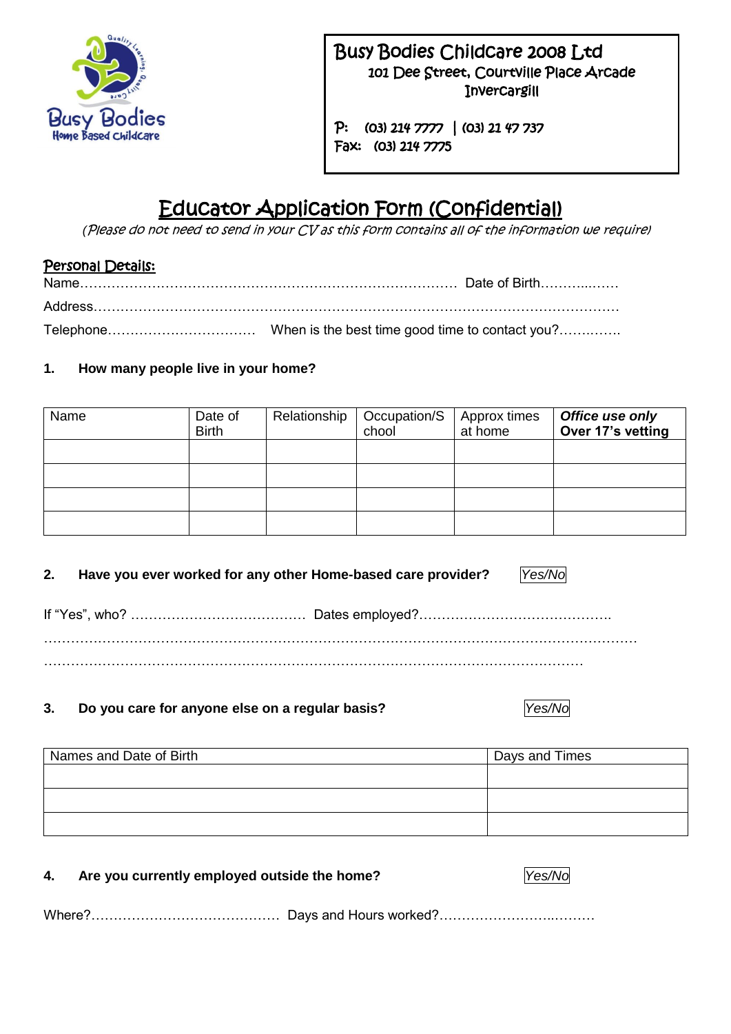Busy Bodies Home Based Childcare

**Busy Bodies Childcare 2008 Ltd**
101 Dee Street, Courtville Place Arcade
Invercargill

P: (03) 214 7777 | (03) 21 47 737
Fax: (03) 214 7775

# Educator Application Form (Confidential)

*(Please do not need to send in your CV as this form contains all of the information we require)*

## Personal Details:

Name…………………………………………………………………………… Date of Birth………..……

Address……………………………………………………………………………………………………

Telephone…………………………… When is the best time good time to contact you?……..…….

**1. How many people live in your home?**

| Name | Date of Birth | Relationship | Occupation/School | Approx times at home | ***Office use only*** **Over 17's vetting** |
|---|---|---|---|---|---|
| | | | | | |
| | | | | | |
| | | | | | |
| | | | | | |

**2. Have you ever worked for any other Home-based care provider?** *Yes/No*

If "Yes", who? ………………………………… Dates employed?…………………………………….

…………………………………………………………………………………………………………………

……………………………………………………………………………………………………………

**3. Do you care for anyone else on a regular basis?** *Yes/No*

| Names and Date of Birth | Days and Times |
|---|---|
| | |
| | |
| | |

**4. Are you currently employed outside the home?** *Yes/No*

Where?…………………………………… Days and Hours worked?……………………..………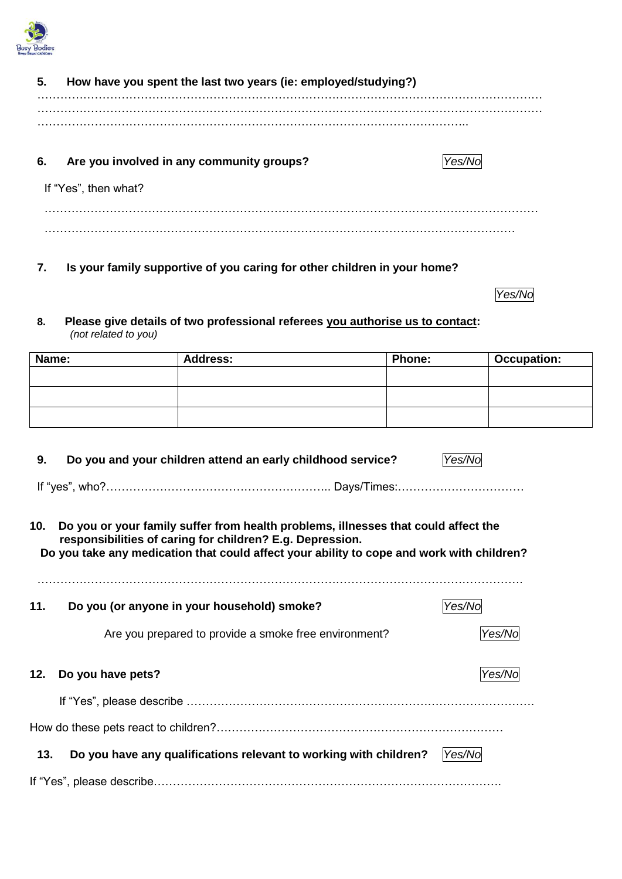**5. How have you spent the last two years (ie: employed/studying?)**

………………………………………………………………………………………………………………………
………………………………………………………………………………………………………………………
…………………………………………………………………………………………………………..

**6. Are you involved in any community groups?** *Yes/No*

If "Yes", then what?

…………………………………………………………………………………………………………………

………………………………………………………………………………………………………………

**7. Is your family supportive of you caring for other children in your home?**

*Yes/No*

**8. Please give details of two professional referees <u>you authorise us to contact</u>:**
*(not related to you)*

| Name: | Address: | Phone: | Occupation: |
| --- | --- | --- | --- |
| | | | |
| | | | |
| | | | |

**9. Do you and your children attend an early childhood service?** *Yes/No*

If "yes", who?………………………………………………………. Days/Times:……………………………

**10. Do you or your family suffer from health problems, illnesses that could affect the responsibilities of caring for children? E.g. Depression.**
**Do you take any medication that could affect your ability to cope and work with children?**

……………………………………………………………………………………………………………….

**11. Do you (or anyone in your household) smoke?** *Yes/No*

Are you prepared to provide a smoke free environment? *Yes/No*

**12. Do you have pets?** *Yes/No*

If "Yes", please describe ……………………………………………………………………………………

How do these pets react to children?…………………………………………………………………

**13. Do you have any qualifications relevant to working with children?** *Yes/No*

If "Yes", please describe…………………………………………………………………………………..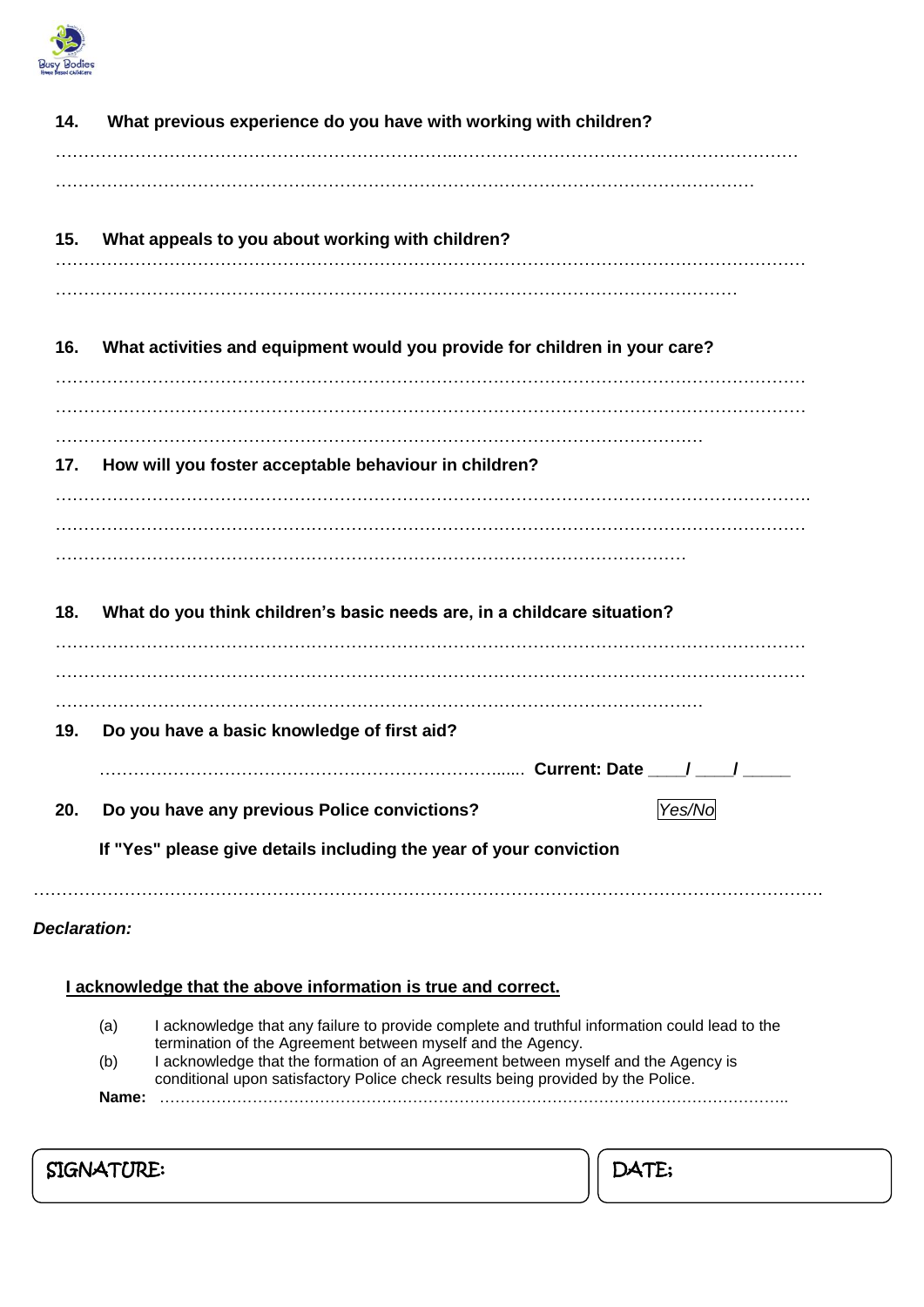**14. What previous experience do you have with working with children?**

…………………………………………………………………………………………………………………………………

…………………………………………………………………………………………………………………………

**15. What appeals to you about working with children?**

…………………………………………………………………………………………………………………………………

…………………………………………………………………………………………………………………………

**16. What activities and equipment would you provide for children in your care?**

…………………………………………………………………………………………………………………………………

…………………………………………………………………………………………………………………………………

……………………………………………………………………………………………………………………

**17. How will you foster acceptable behaviour in children?**

…………………………………………………………………………………………………………………………………

…………………………………………………………………………………………………………………………………

…………………………………………………………………………………………………………………

**18. What do you think children's basic needs are, in a childcare situation?**

…………………………………………………………………………………………………………………………………

…………………………………………………………………………………………………………………………………

……………………………………………………………………………………………………………………

**19. Do you have a basic knowledge of first aid?**

……………………………………………………………………...... **Current: Date \_\_\_\_/ \_\_\_\_/ \_\_\_\_\_**

**20. Do you have any previous Police convictions?** *Yes/No*

**If "Yes" please give details including the year of your conviction**

…………………………………………………………………………………………………………………………………

***Declaration:***

**I acknowledge that the above information is true and correct.**

(a) I acknowledge that any failure to provide complete and truthful information could lead to the termination of the Agreement between myself and the Agency.

(b) I acknowledge that the formation of an Agreement between myself and the Agency is conditional upon satisfactory Police check results being provided by the Police.

**Name:** …………………………………………………………………………………………………………..

SIGNATURE:

DATE: